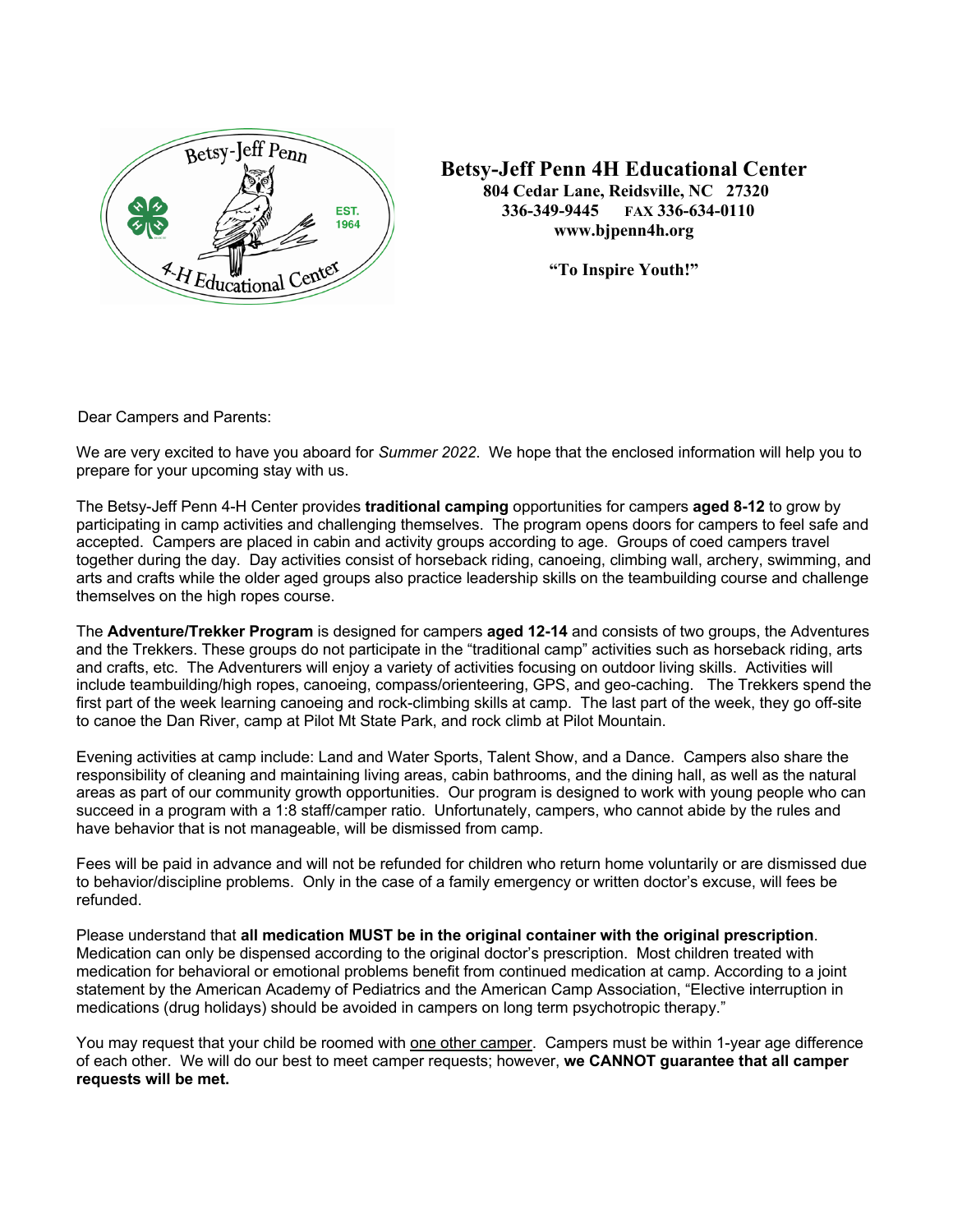**Betsy-Jeff Penn 4H Educational Center**
**804 Cedar Lane, Reidsville, NC 27320**
**336-349-9445 FAX 336-634-0110**
**www.bjpenn4h.org**

**"To Inspire Youth!"**

Dear Campers and Parents:

We are very excited to have you aboard for *Summer 2022*. We hope that the enclosed information will help you to prepare for your upcoming stay with us.

The Betsy-Jeff Penn 4-H Center provides **traditional camping** opportunities for campers **aged 8-12** to grow by participating in camp activities and challenging themselves. The program opens doors for campers to feel safe and accepted. Campers are placed in cabin and activity groups according to age. Groups of coed campers travel together during the day. Day activities consist of horseback riding, canoeing, climbing wall, archery, swimming, and arts and crafts while the older aged groups also practice leadership skills on the teambuilding course and challenge themselves on the high ropes course.

The **Adventure/Trekker Program** is designed for campers **aged 12-14** and consists of two groups, the Adventures and the Trekkers. These groups do not participate in the "traditional camp" activities such as horseback riding, arts and crafts, etc. The Adventurers will enjoy a variety of activities focusing on outdoor living skills. Activities will include teambuilding/high ropes, canoeing, compass/orienteering, GPS, and geo-caching. The Trekkers spend the first part of the week learning canoeing and rock-climbing skills at camp. The last part of the week, they go off-site to canoe the Dan River, camp at Pilot Mt State Park, and rock climb at Pilot Mountain.

Evening activities at camp include: Land and Water Sports, Talent Show, and a Dance. Campers also share the responsibility of cleaning and maintaining living areas, cabin bathrooms, and the dining hall, as well as the natural areas as part of our community growth opportunities. Our program is designed to work with young people who can succeed in a program with a 1:8 staff/camper ratio. Unfortunately, campers, who cannot abide by the rules and have behavior that is not manageable, will be dismissed from camp.

Fees will be paid in advance and will not be refunded for children who return home voluntarily or are dismissed due to behavior/discipline problems. Only in the case of a family emergency or written doctor's excuse, will fees be refunded.

Please understand that **all medication MUST be in the original container with the original prescription**. Medication can only be dispensed according to the original doctor's prescription. Most children treated with medication for behavioral or emotional problems benefit from continued medication at camp. According to a joint statement by the American Academy of Pediatrics and the American Camp Association, "Elective interruption in medications (drug holidays) should be avoided in campers on long term psychotropic therapy."

You may request that your child be roomed with one other camper. Campers must be within 1-year age difference of each other. We will do our best to meet camper requests; however, **we CANNOT guarantee that all camper requests will be met.**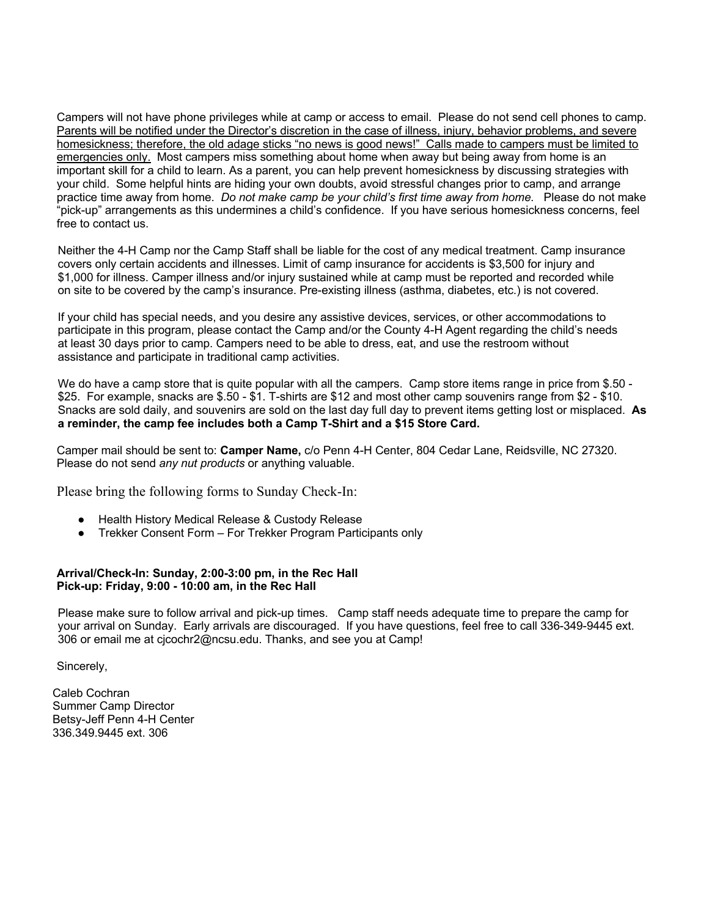Campers will not have phone privileges while at camp or access to email. Please do not send cell phones to camp. <u>Parents will be notified under the Director's discretion in the case of illness, injury, behavior problems, and severe homesickness; therefore, the old adage sticks "no news is good news!" Calls made to campers must be limited to emergencies only.</u> Most campers miss something about home when away but being away from home is an important skill for a child to learn. As a parent, you can help prevent homesickness by discussing strategies with your child. Some helpful hints are hiding your own doubts, avoid stressful changes prior to camp, and arrange practice time away from home. *Do not make camp be your child's first time away from home.* Please do not make "pick-up" arrangements as this undermines a child's confidence. If you have serious homesickness concerns, feel free to contact us.

Neither the 4-H Camp nor the Camp Staff shall be liable for the cost of any medical treatment. Camp insurance covers only certain accidents and illnesses. Limit of camp insurance for accidents is $3,500 for injury and $1,000 for illness. Camper illness and/or injury sustained while at camp must be reported and recorded while on site to be covered by the camp's insurance. Pre-existing illness (asthma, diabetes, etc.) is not covered.

If your child has special needs, and you desire any assistive devices, services, or other accommodations to participate in this program, please contact the Camp and/or the County 4-H Agent regarding the child's needs at least 30 days prior to camp. Campers need to be able to dress, eat, and use the restroom without assistance and participate in traditional camp activities.

We do have a camp store that is quite popular with all the campers. Camp store items range in price from $.50 - $25. For example, snacks are $.50 - $1. T-shirts are $12 and most other camp souvenirs range from $2 - $10. Snacks are sold daily, and souvenirs are sold on the last day full day to prevent items getting lost or misplaced. **As a reminder, the camp fee includes both a Camp T-Shirt and a $15 Store Card.**

Camper mail should be sent to: **Camper Name,** c/o Penn 4-H Center, 804 Cedar Lane, Reidsville, NC 27320. Please do not send *any nut products* or anything valuable.

Please bring the following forms to Sunday Check-In:

- Health History Medical Release & Custody Release
- Trekker Consent Form – For Trekker Program Participants only

**Arrival/Check-In: Sunday, 2:00-3:00 pm, in the Rec Hall**
**Pick-up: Friday, 9:00 - 10:00 am, in the Rec Hall**

Please make sure to follow arrival and pick-up times. Camp staff needs adequate time to prepare the camp for your arrival on Sunday. Early arrivals are discouraged. If you have questions, feel free to call 336-349-9445 ext. 306 or email me at cjcochr2@ncsu.edu. Thanks, and see you at Camp!

Sincerely,

Caleb Cochran
Summer Camp Director
Betsy-Jeff Penn 4-H Center
336.349.9445 ext. 306